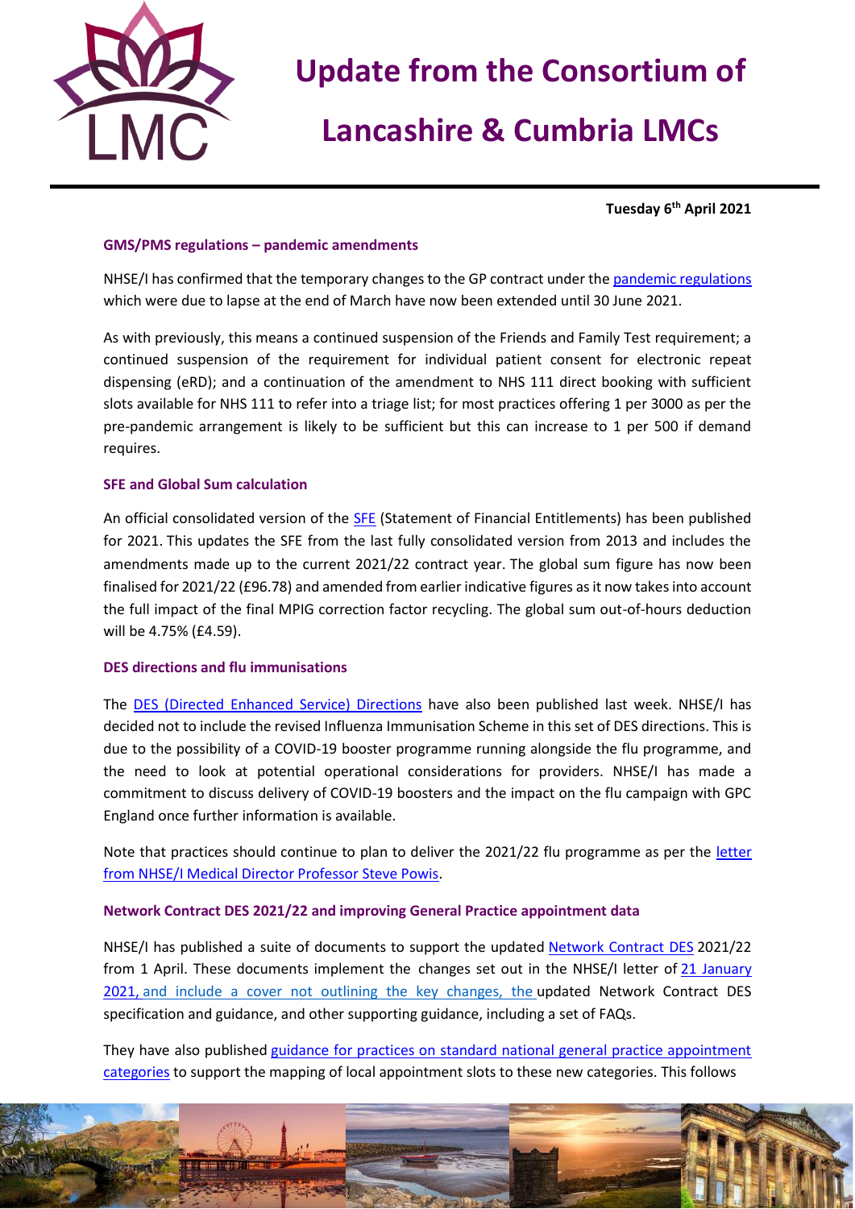# Update from the Consortium of Lancashire & Cumbria LMCs

**Tuesday 6th April 2021**

### GMS/PMS regulations – pandemic amendments

NHSE/I has confirmed that the temporary changes to the GP contract under the pandemic regulations which were due to lapse at the end of March have now been extended until 30 June 2021.

As with previously, this means a continued suspension of the Friends and Family Test requirement; a continued suspension of the requirement for individual patient consent for electronic repeat dispensing (eRD); and a continuation of the amendment to NHS 111 direct booking with sufficient slots available for NHS 111 to refer into a triage list; for most practices offering 1 per 3000 as per the pre-pandemic arrangement is likely to be sufficient but this can increase to 1 per 500 if demand requires.

### SFE and Global Sum calculation

An official consolidated version of the SFE (Statement of Financial Entitlements) has been published for 2021. This updates the SFE from the last fully consolidated version from 2013 and includes the amendments made up to the current 2021/22 contract year. The global sum figure has now been finalised for 2021/22 (£96.78) and amended from earlier indicative figures as it now takes into account the full impact of the final MPIG correction factor recycling. The global sum out-of-hours deduction will be 4.75% (£4.59).

### DES directions and flu immunisations

The DES (Directed Enhanced Service) Directions have also been published last week. NHSE/I has decided not to include the revised Influenza Immunisation Scheme in this set of DES directions. This is due to the possibility of a COVID-19 booster programme running alongside the flu programme, and the need to look at potential operational considerations for providers. NHSE/I has made a commitment to discuss delivery of COVID-19 boosters and the impact on the flu campaign with GPC England once further information is available.

Note that practices should continue to plan to deliver the 2021/22 flu programme as per the letter from NHSE/I Medical Director Professor Steve Powis.

### Network Contract DES 2021/22 and improving General Practice appointment data

NHSE/I has published a suite of documents to support the updated Network Contract DES 2021/22 from 1 April. These documents implement the changes set out in the NHSE/I letter of 21 January 2021, and include a cover not outlining the key changes, the updated Network Contract DES specification and guidance, and other supporting guidance, including a set of FAQs.

They have also published guidance for practices on standard national general practice appointment categories to support the mapping of local appointment slots to these new categories. This follows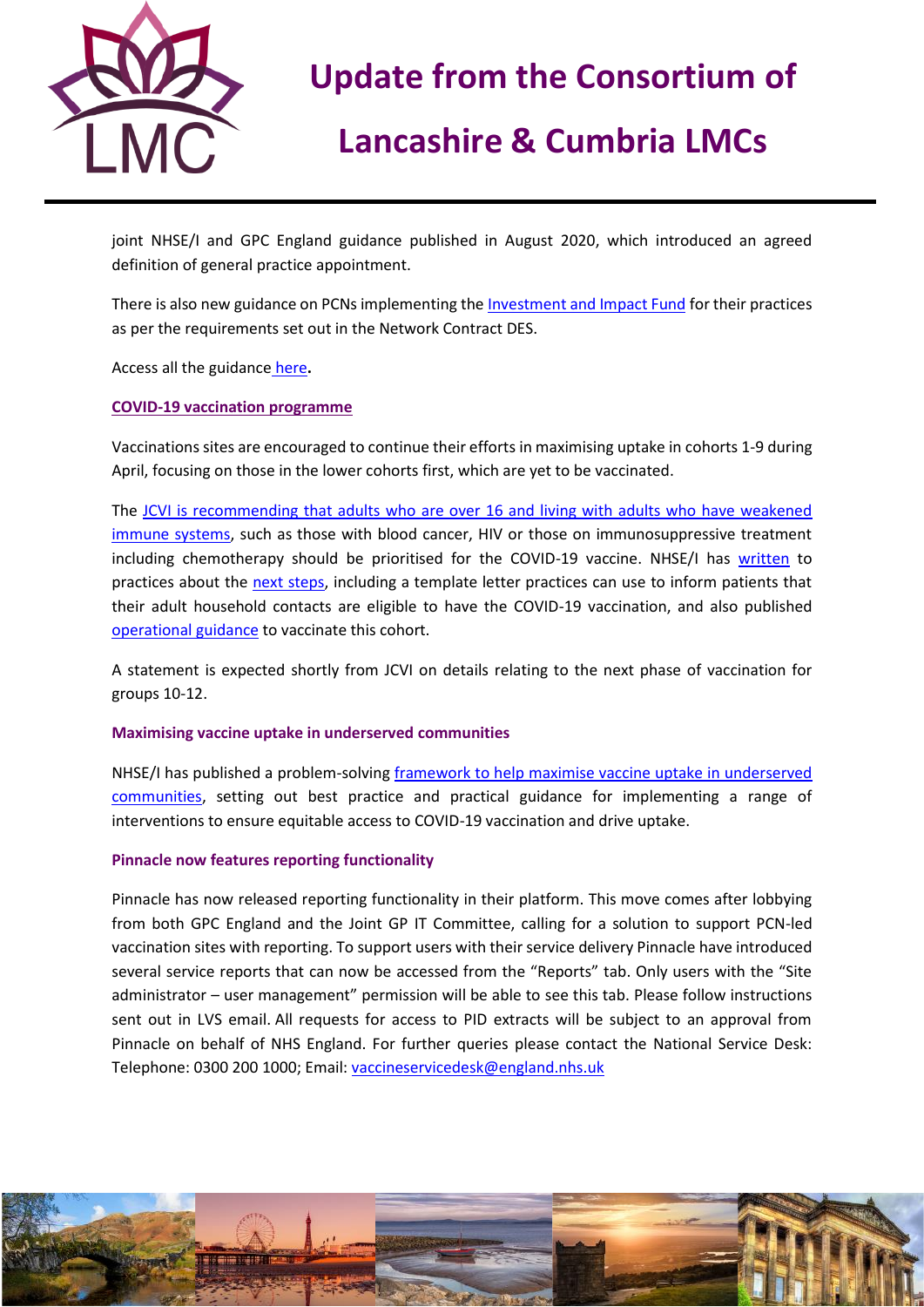joint NHSE/I and GPC England guidance published in August 2020, which introduced an agreed definition of general practice appointment.

There is also new guidance on PCNs implementing the Investment and Impact Fund for their practices as per the requirements set out in the Network Contract DES.

Access all the guidance here**.**

## COVID-19 vaccination programme

Vaccinations sites are encouraged to continue their efforts in maximising uptake in cohorts 1-9 during April, focusing on those in the lower cohorts first, which are yet to be vaccinated.

The JCVI is recommending that adults who are over 16 and living with adults who have weakened immune systems, such as those with blood cancer, HIV or those on immunosuppressive treatment including chemotherapy should be prioritised for the COVID-19 vaccine. NHSE/I has written to practices about the next steps, including a template letter practices can use to inform patients that their adult household contacts are eligible to have the COVID-19 vaccination, and also published operational guidance to vaccinate this cohort.

A statement is expected shortly from JCVI on details relating to the next phase of vaccination for groups 10-12.

### Maximising vaccine uptake in underserved communities

NHSE/I has published a problem-solving framework to help maximise vaccine uptake in underserved communities, setting out best practice and practical guidance for implementing a range of interventions to ensure equitable access to COVID-19 vaccination and drive uptake.

### Pinnacle now features reporting functionality

Pinnacle has now released reporting functionality in their platform. This move comes after lobbying from both GPC England and the Joint GP IT Committee, calling for a solution to support PCN-led vaccination sites with reporting. To support users with their service delivery Pinnacle have introduced several service reports that can now be accessed from the "Reports" tab. Only users with the "Site administrator – user management" permission will be able to see this tab. Please follow instructions sent out in LVS email. All requests for access to PID extracts will be subject to an approval from Pinnacle on behalf of NHS England. For further queries please contact the National Service Desk: Telephone: 0300 200 1000; Email: vaccineservicedesk@england.nhs.uk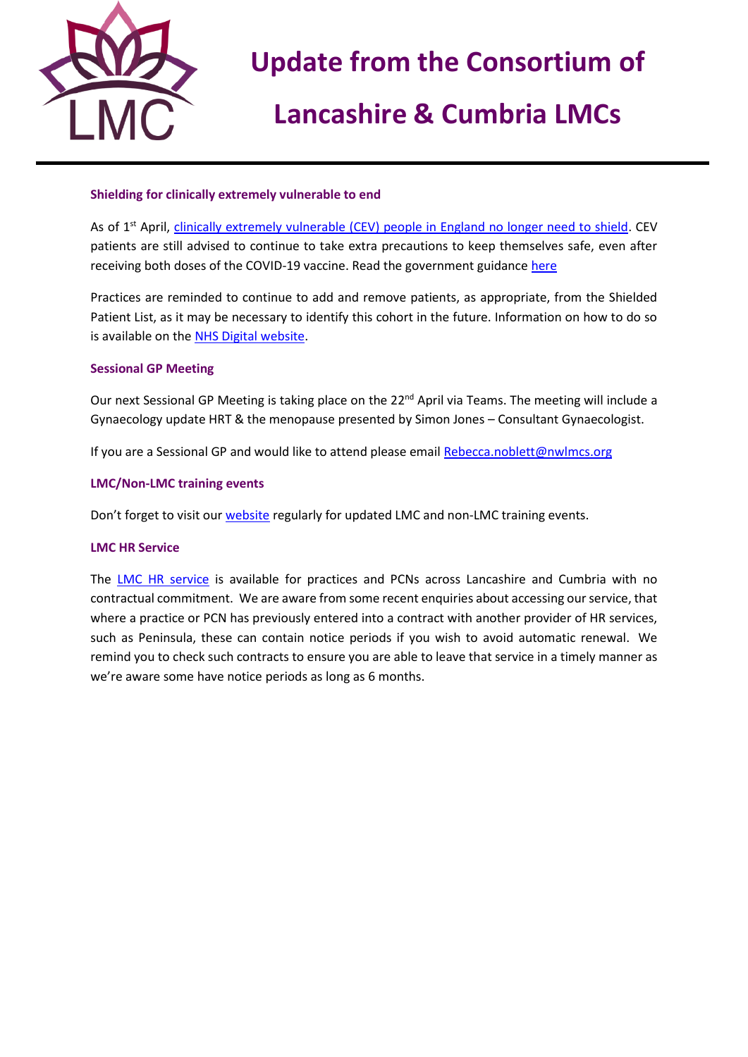# Update from the Consortium of Lancashire & Cumbria LMCs

### Shielding for clinically extremely vulnerable to end

As of 1st April, clinically extremely vulnerable (CEV) people in England no longer need to shield. CEV patients are still advised to continue to take extra precautions to keep themselves safe, even after receiving both doses of the COVID-19 vaccine. Read the government guidance here

Practices are reminded to continue to add and remove patients, as appropriate, from the Shielded Patient List, as it may be necessary to identify this cohort in the future. Information on how to do so is available on the NHS Digital website.

### Sessional GP Meeting

Our next Sessional GP Meeting is taking place on the 22nd April via Teams. The meeting will include a Gynaecology update HRT & the menopause presented by Simon Jones – Consultant Gynaecologist.

If you are a Sessional GP and would like to attend please email Rebecca.noblett@nwlmcs.org

### LMC/Non-LMC training events

Don't forget to visit our website regularly for updated LMC and non-LMC training events.

### LMC HR Service

The LMC HR service is available for practices and PCNs across Lancashire and Cumbria with no contractual commitment. We are aware from some recent enquiries about accessing our service, that where a practice or PCN has previously entered into a contract with another provider of HR services, such as Peninsula, these can contain notice periods if you wish to avoid automatic renewal. We remind you to check such contracts to ensure you are able to leave that service in a timely manner as we're aware some have notice periods as long as 6 months.